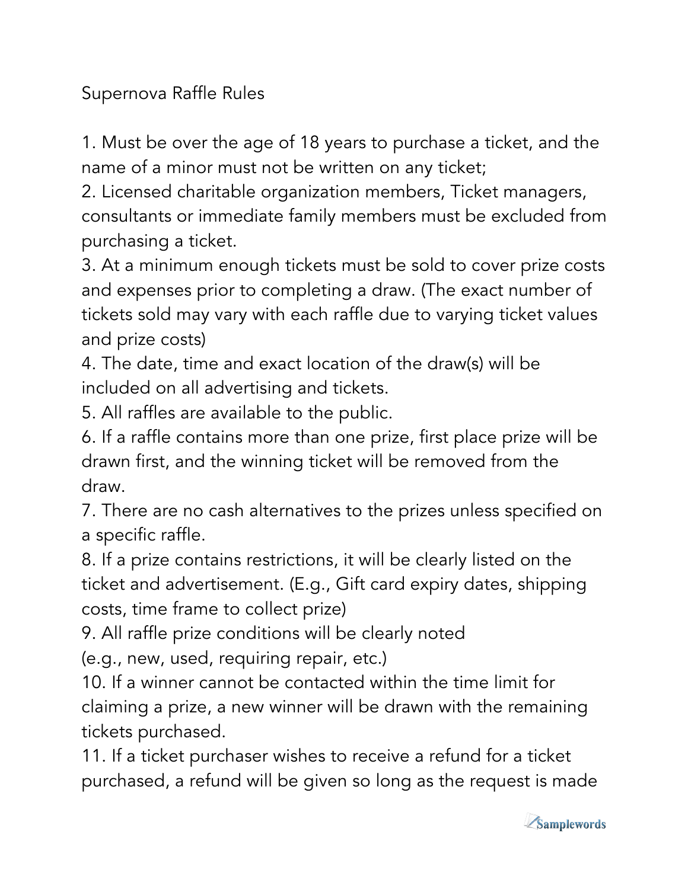# Supernova Raffle Rules

1. Must be over the age of 18 years to purchase a ticket, and the name of a minor must not be written on any ticket;
2. Licensed charitable organization members, Ticket managers, consultants or immediate family members must be excluded from purchasing a ticket.
3. At a minimum enough tickets must be sold to cover prize costs and expenses prior to completing a draw. (The exact number of tickets sold may vary with each raffle due to varying ticket values and prize costs)
4. The date, time and exact location of the draw(s) will be included on all advertising and tickets.
5. All raffles are available to the public.
6. If a raffle contains more than one prize, first place prize will be drawn first, and the winning ticket will be removed from the draw.
7. There are no cash alternatives to the prizes unless specified on a specific raffle.
8. If a prize contains restrictions, it will be clearly listed on the ticket and advertisement. (E.g., Gift card expiry dates, shipping costs, time frame to collect prize)
9. All raffle prize conditions will be clearly noted (e.g., new, used, requiring repair, etc.)
10. If a winner cannot be contacted within the time limit for claiming a prize, a new winner will be drawn with the remaining tickets purchased.
11. If a ticket purchaser wishes to receive a refund for a ticket purchased, a refund will be given so long as the request is made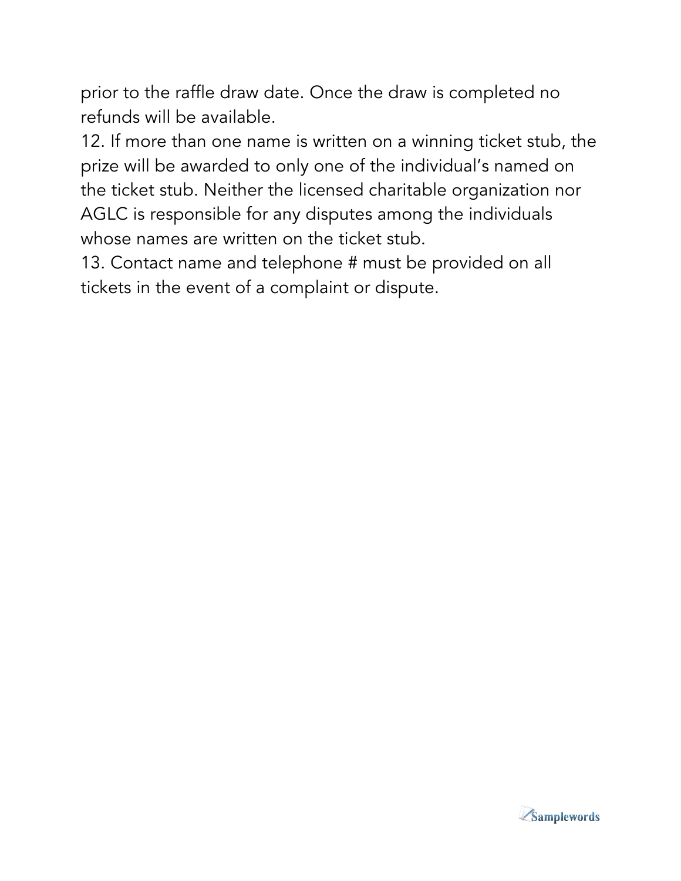prior to the raffle draw date. Once the draw is completed no refunds will be available.

12. If more than one name is written on a winning ticket stub, the prize will be awarded to only one of the individual's named on the ticket stub. Neither the licensed charitable organization nor AGLC is responsible for any disputes among the individuals whose names are written on the ticket stub.

13. Contact name and telephone # must be provided on all tickets in the event of a complaint or dispute.